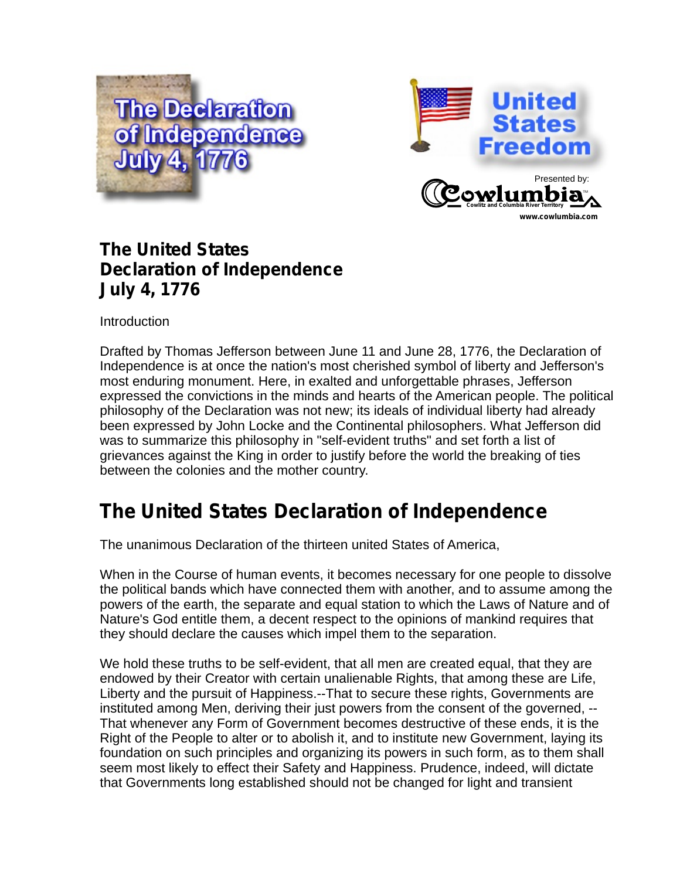The Declaration of Independence July 4, 1776

United States Freedom

Presented by: Cowlumbia Cowlitz and Columbia River Territory www.cowlumbia.com

### The United States Declaration of Independence July 4, 1776

Introduction

Drafted by Thomas Jefferson between June 11 and June 28, 1776, the Declaration of Independence is at once the nation's most cherished symbol of liberty and Jefferson's most enduring monument. Here, in exalted and unforgettable phrases, Jefferson expressed the convictions in the minds and hearts of the American people. The political philosophy of the Declaration was not new; its ideals of individual liberty had already been expressed by John Locke and the Continental philosophers. What Jefferson did was to summarize this philosophy in "self-evident truths" and set forth a list of grievances against the King in order to justify before the world the breaking of ties between the colonies and the mother country.

## The United States Declaration of Independence

The unanimous Declaration of the thirteen united States of America,

When in the Course of human events, it becomes necessary for one people to dissolve the political bands which have connected them with another, and to assume among the powers of the earth, the separate and equal station to which the Laws of Nature and of Nature's God entitle them, a decent respect to the opinions of mankind requires that they should declare the causes which impel them to the separation.

We hold these truths to be self-evident, that all men are created equal, that they are endowed by their Creator with certain unalienable Rights, that among these are Life, Liberty and the pursuit of Happiness.--That to secure these rights, Governments are instituted among Men, deriving their just powers from the consent of the governed, --That whenever any Form of Government becomes destructive of these ends, it is the Right of the People to alter or to abolish it, and to institute new Government, laying its foundation on such principles and organizing its powers in such form, as to them shall seem most likely to effect their Safety and Happiness. Prudence, indeed, will dictate that Governments long established should not be changed for light and transient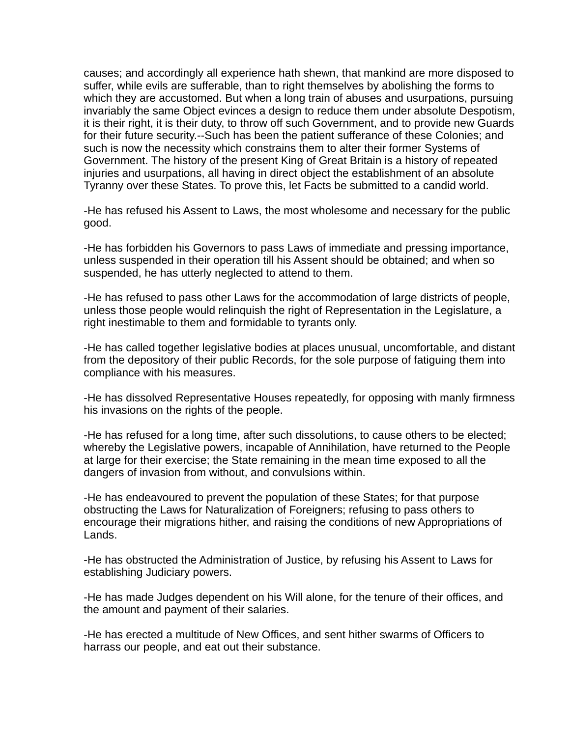causes; and accordingly all experience hath shewn, that mankind are more disposed to suffer, while evils are sufferable, than to right themselves by abolishing the forms to which they are accustomed. But when a long train of abuses and usurpations, pursuing invariably the same Object evinces a design to reduce them under absolute Despotism, it is their right, it is their duty, to throw off such Government, and to provide new Guards for their future security.--Such has been the patient sufferance of these Colonies; and such is now the necessity which constrains them to alter their former Systems of Government. The history of the present King of Great Britain is a history of repeated injuries and usurpations, all having in direct object the establishment of an absolute Tyranny over these States. To prove this, let Facts be submitted to a candid world.

-He has refused his Assent to Laws, the most wholesome and necessary for the public good.

-He has forbidden his Governors to pass Laws of immediate and pressing importance, unless suspended in their operation till his Assent should be obtained; and when so suspended, he has utterly neglected to attend to them.

-He has refused to pass other Laws for the accommodation of large districts of people, unless those people would relinquish the right of Representation in the Legislature, a right inestimable to them and formidable to tyrants only.

-He has called together legislative bodies at places unusual, uncomfortable, and distant from the depository of their public Records, for the sole purpose of fatiguing them into compliance with his measures.

-He has dissolved Representative Houses repeatedly, for opposing with manly firmness his invasions on the rights of the people.

-He has refused for a long time, after such dissolutions, to cause others to be elected; whereby the Legislative powers, incapable of Annihilation, have returned to the People at large for their exercise; the State remaining in the mean time exposed to all the dangers of invasion from without, and convulsions within.

-He has endeavoured to prevent the population of these States; for that purpose obstructing the Laws for Naturalization of Foreigners; refusing to pass others to encourage their migrations hither, and raising the conditions of new Appropriations of Lands.

-He has obstructed the Administration of Justice, by refusing his Assent to Laws for establishing Judiciary powers.

-He has made Judges dependent on his Will alone, for the tenure of their offices, and the amount and payment of their salaries.

-He has erected a multitude of New Offices, and sent hither swarms of Officers to harrass our people, and eat out their substance.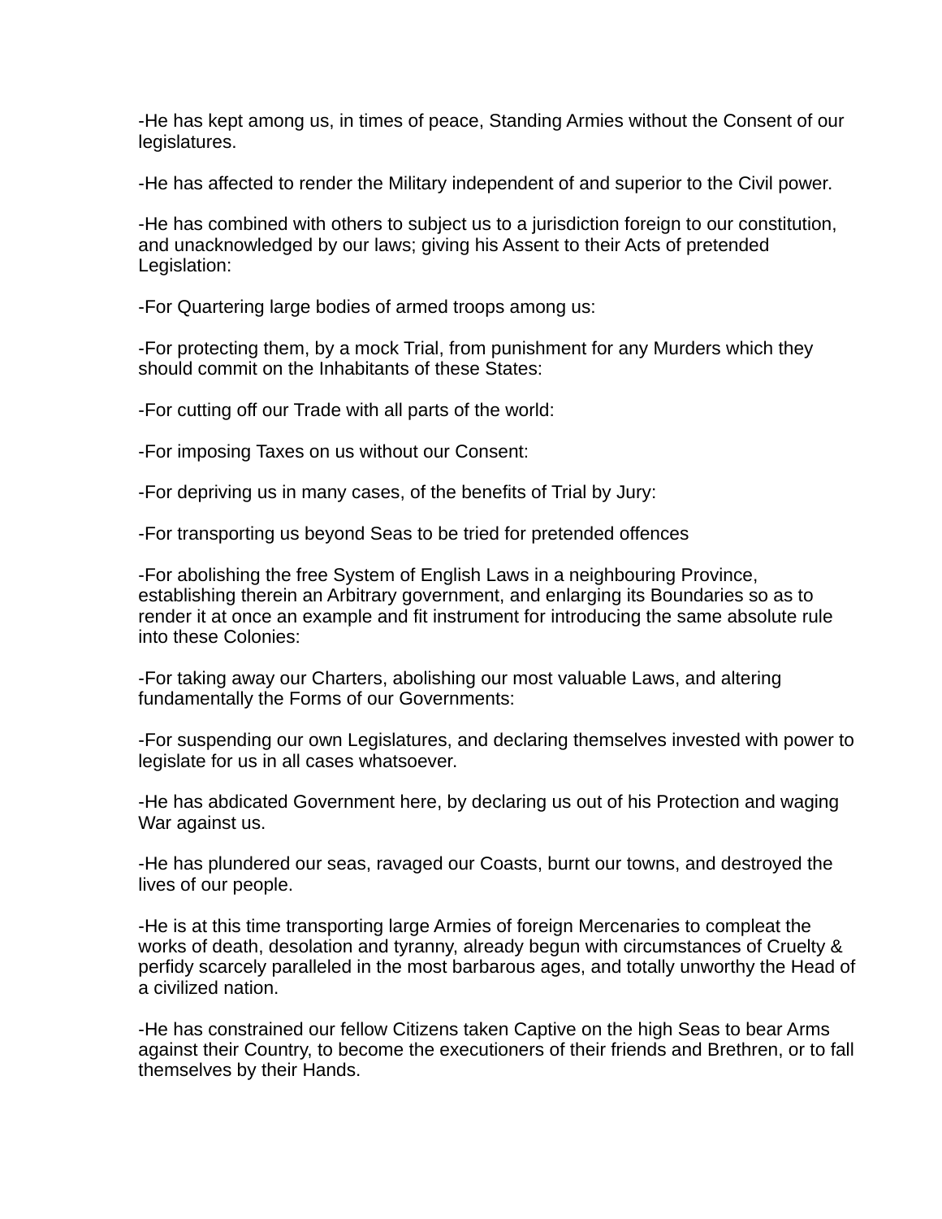-He has kept among us, in times of peace, Standing Armies without the Consent of our legislatures.

-He has affected to render the Military independent of and superior to the Civil power.

-He has combined with others to subject us to a jurisdiction foreign to our constitution, and unacknowledged by our laws; giving his Assent to their Acts of pretended Legislation:

-For Quartering large bodies of armed troops among us:

-For protecting them, by a mock Trial, from punishment for any Murders which they should commit on the Inhabitants of these States:

-For cutting off our Trade with all parts of the world:

-For imposing Taxes on us without our Consent:

-For depriving us in many cases, of the benefits of Trial by Jury:

-For transporting us beyond Seas to be tried for pretended offences

-For abolishing the free System of English Laws in a neighbouring Province, establishing therein an Arbitrary government, and enlarging its Boundaries so as to render it at once an example and fit instrument for introducing the same absolute rule into these Colonies:

-For taking away our Charters, abolishing our most valuable Laws, and altering fundamentally the Forms of our Governments:

-For suspending our own Legislatures, and declaring themselves invested with power to legislate for us in all cases whatsoever.

-He has abdicated Government here, by declaring us out of his Protection and waging War against us.

-He has plundered our seas, ravaged our Coasts, burnt our towns, and destroyed the lives of our people.

-He is at this time transporting large Armies of foreign Mercenaries to compleat the works of death, desolation and tyranny, already begun with circumstances of Cruelty & perfidy scarcely paralleled in the most barbarous ages, and totally unworthy the Head of a civilized nation.

-He has constrained our fellow Citizens taken Captive on the high Seas to bear Arms against their Country, to become the executioners of their friends and Brethren, or to fall themselves by their Hands.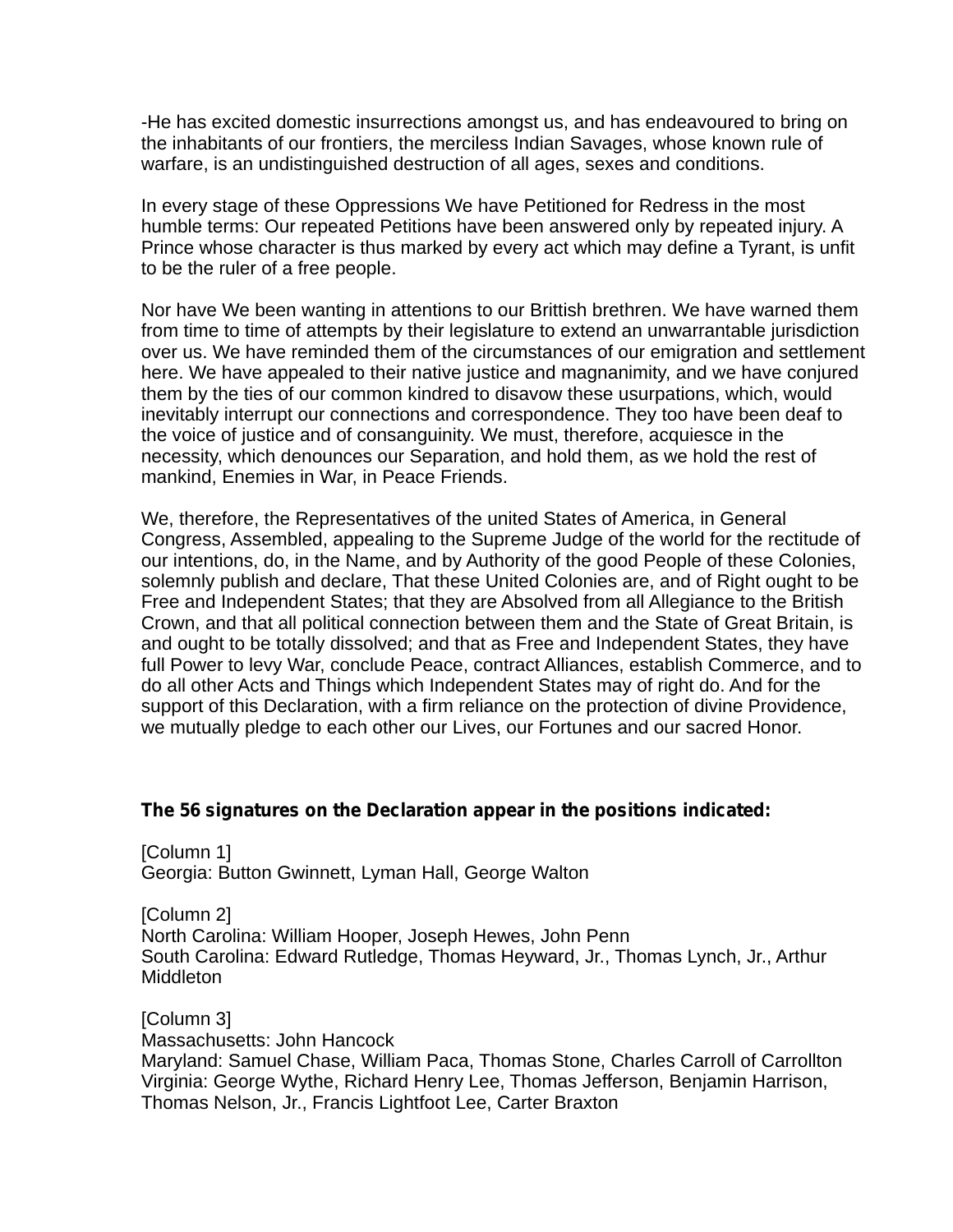-He has excited domestic insurrections amongst us, and has endeavoured to bring on the inhabitants of our frontiers, the merciless Indian Savages, whose known rule of warfare, is an undistinguished destruction of all ages, sexes and conditions.

In every stage of these Oppressions We have Petitioned for Redress in the most humble terms: Our repeated Petitions have been answered only by repeated injury. A Prince whose character is thus marked by every act which may define a Tyrant, is unfit to be the ruler of a free people.

Nor have We been wanting in attentions to our Brittish brethren. We have warned them from time to time of attempts by their legislature to extend an unwarrantable jurisdiction over us. We have reminded them of the circumstances of our emigration and settlement here. We have appealed to their native justice and magnanimity, and we have conjured them by the ties of our common kindred to disavow these usurpations, which, would inevitably interrupt our connections and correspondence. They too have been deaf to the voice of justice and of consanguinity. We must, therefore, acquiesce in the necessity, which denounces our Separation, and hold them, as we hold the rest of mankind, Enemies in War, in Peace Friends.

We, therefore, the Representatives of the united States of America, in General Congress, Assembled, appealing to the Supreme Judge of the world for the rectitude of our intentions, do, in the Name, and by Authority of the good People of these Colonies, solemnly publish and declare, That these United Colonies are, and of Right ought to be Free and Independent States; that they are Absolved from all Allegiance to the British Crown, and that all political connection between them and the State of Great Britain, is and ought to be totally dissolved; and that as Free and Independent States, they have full Power to levy War, conclude Peace, contract Alliances, establish Commerce, and to do all other Acts and Things which Independent States may of right do. And for the support of this Declaration, with a firm reliance on the protection of divine Providence, we mutually pledge to each other our Lives, our Fortunes and our sacred Honor.

**The 56 signatures on the Declaration appear in the positions indicated:**

[Column 1]
Georgia: Button Gwinnett, Lyman Hall, George Walton

[Column 2]
North Carolina: William Hooper, Joseph Hewes, John Penn
South Carolina: Edward Rutledge, Thomas Heyward, Jr., Thomas Lynch, Jr., Arthur Middleton

[Column 3]
Massachusetts: John Hancock
Maryland: Samuel Chase, William Paca, Thomas Stone, Charles Carroll of Carrollton
Virginia: George Wythe, Richard Henry Lee, Thomas Jefferson, Benjamin Harrison, Thomas Nelson, Jr., Francis Lightfoot Lee, Carter Braxton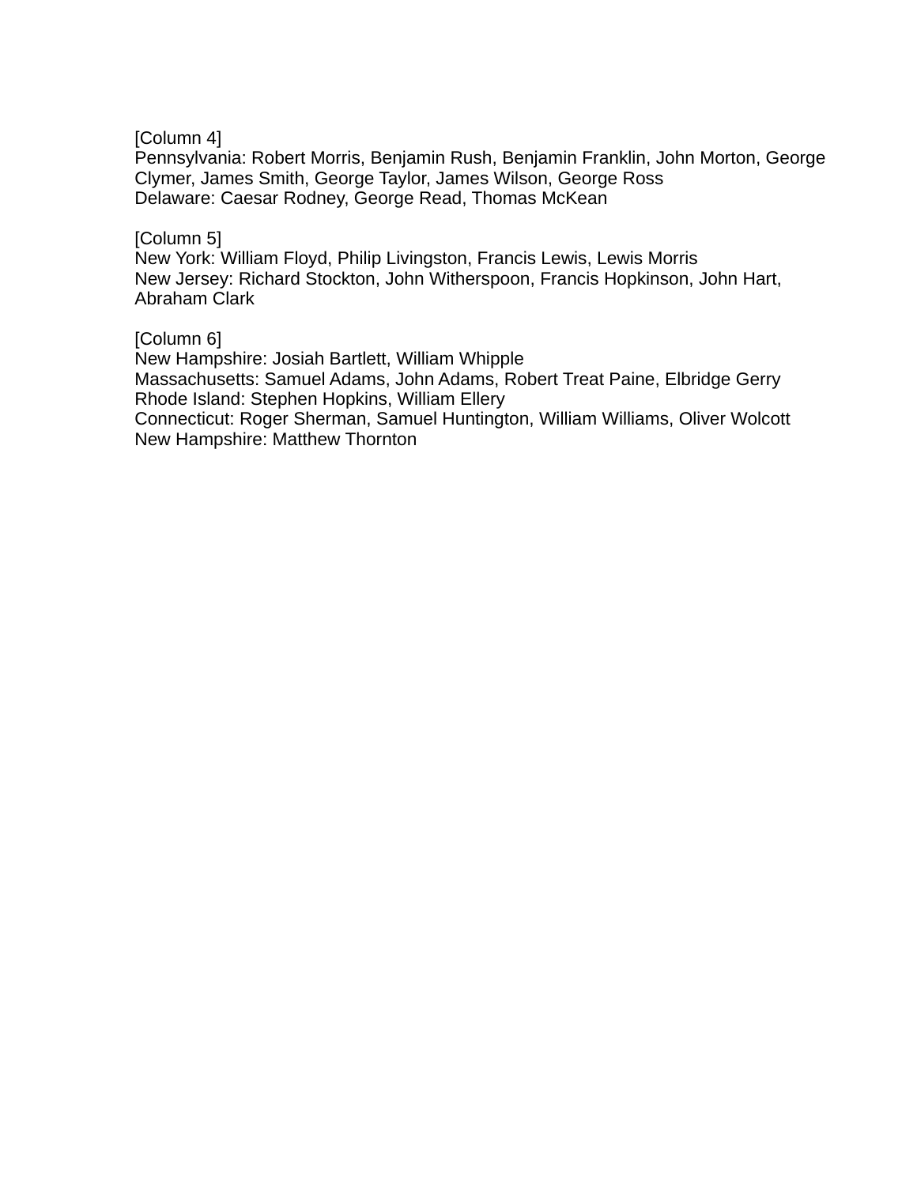[Column 4]
Pennsylvania: Robert Morris, Benjamin Rush, Benjamin Franklin, John Morton, George Clymer, James Smith, George Taylor, James Wilson, George Ross
Delaware: Caesar Rodney, George Read, Thomas McKean

[Column 5]
New York: William Floyd, Philip Livingston, Francis Lewis, Lewis Morris
New Jersey: Richard Stockton, John Witherspoon, Francis Hopkinson, John Hart, Abraham Clark

[Column 6]
New Hampshire: Josiah Bartlett, William Whipple
Massachusetts: Samuel Adams, John Adams, Robert Treat Paine, Elbridge Gerry
Rhode Island: Stephen Hopkins, William Ellery
Connecticut: Roger Sherman, Samuel Huntington, William Williams, Oliver Wolcott
New Hampshire: Matthew Thornton